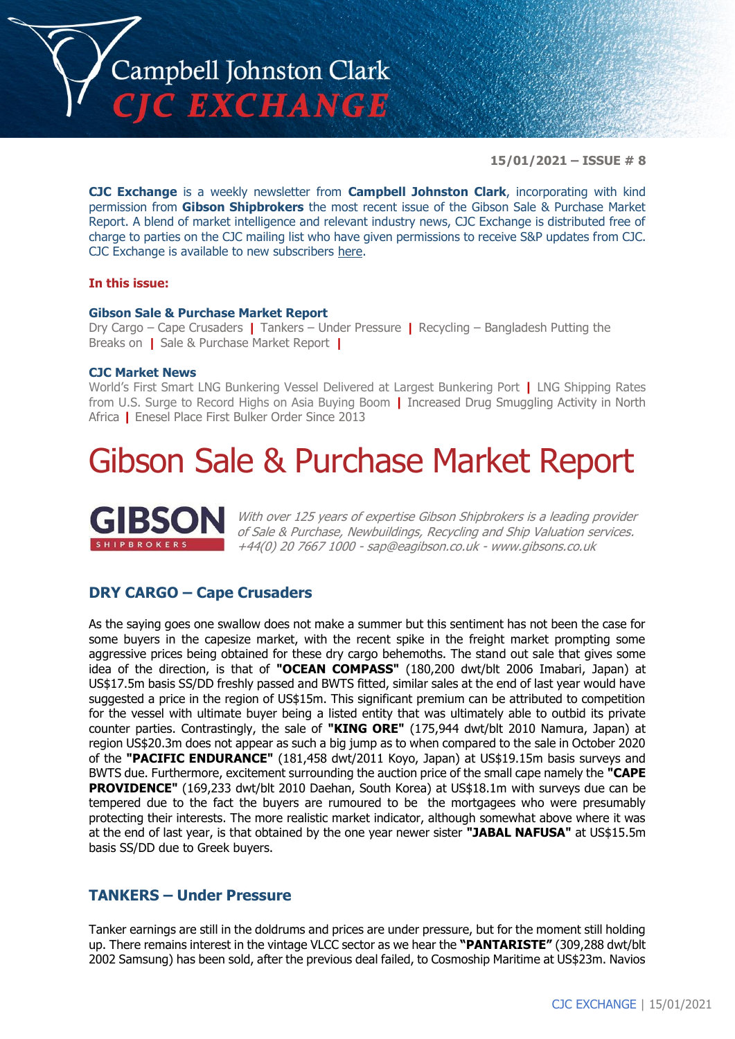# Campbell Johnston Clark CJC EXCHANGE

**15/01/2021 – ISSUE # 8**

**CJC Exchange** is a weekly newsletter from **Campbell Johnston Clark**, incorporating with kind permission from **Gibson Shipbrokers** the most recent issue of the Gibson Sale & Purchase Market Report. A blend of market intelligence and relevant industry news, CJC Exchange is distributed free of charge to parties on the CJC mailing list who have given permissions to receive S&P updates from CJC. CJC Exchange is available to new subscribers here.

**In this issue:**

**Gibson Sale & Purchase Market Report**
Dry Cargo – Cape Crusaders | Tankers – Under Pressure | Recycling – Bangladesh Putting the Breaks on | Sale & Purchase Market Report |

**CJC Market News**
World's First Smart LNG Bunkering Vessel Delivered at Largest Bunkering Port | LNG Shipping Rates from U.S. Surge to Record Highs on Asia Buying Boom | Increased Drug Smuggling Activity in North Africa | Enesel Place First Bulker Order Since 2013

# Gibson Sale & Purchase Market Report

**GIBSON** SHIPBROKERS

*With over 125 years of expertise Gibson Shipbrokers is a leading provider of Sale & Purchase, Newbuildings, Recycling and Ship Valuation services. +44(0) 20 7667 1000 - sap@eagibson.co.uk - www.gibsons.co.uk*

## DRY CARGO – Cape Crusaders

As the saying goes one swallow does not make a summer but this sentiment has not been the case for some buyers in the capesize market, with the recent spike in the freight market prompting some aggressive prices being obtained for these dry cargo behemoths. The stand out sale that gives some idea of the direction, is that of **"OCEAN COMPASS"** (180,200 dwt/blt 2006 Imabari, Japan) at US$17.5m basis SS/DD freshly passed and BWTS fitted, similar sales at the end of last year would have suggested a price in the region of US$15m. This significant premium can be attributed to competition for the vessel with ultimate buyer being a listed entity that was ultimately able to outbid its private counter parties. Contrastingly, the sale of **"KING ORE"** (175,944 dwt/blt 2010 Namura, Japan) at region US$20.3m does not appear as such a big jump as to when compared to the sale in October 2020 of the **"PACIFIC ENDURANCE"** (181,458 dwt/2011 Koyo, Japan) at US$19.15m basis surveys and BWTS due. Furthermore, excitement surrounding the auction price of the small cape namely the **"CAPE PROVIDENCE"** (169,233 dwt/blt 2010 Daehan, South Korea) at US$18.1m with surveys due can be tempered due to the fact the buyers are rumoured to be the mortgagees who were presumably protecting their interests. The more realistic market indicator, although somewhat above where it was at the end of last year, is that obtained by the one year newer sister **"JABAL NAFUSA"** at US$15.5m basis SS/DD due to Greek buyers.

## TANKERS – Under Pressure

Tanker earnings are still in the doldrums and prices are under pressure, but for the moment still holding up. There remains interest in the vintage VLCC sector as we hear the **"PANTARISTE"** (309,288 dwt/blt 2002 Samsung) has been sold, after the previous deal failed, to Cosmoship Maritime at US$23m. Navios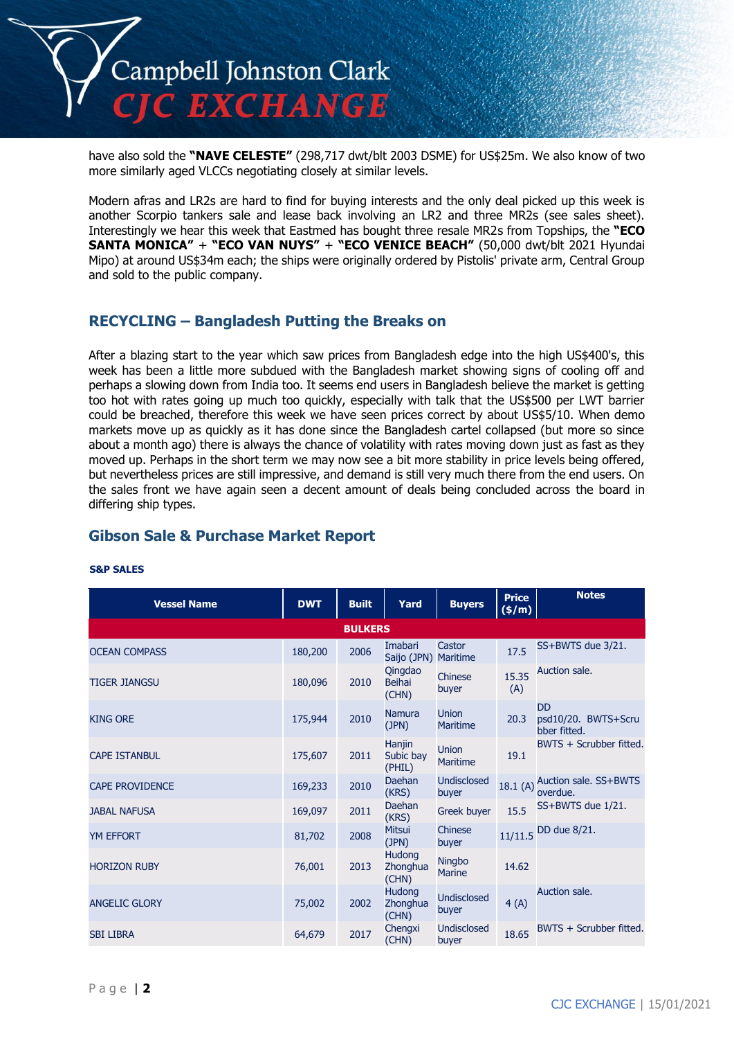have also sold the **"NAVE CELESTE"** (298,717 dwt/blt 2003 DSME) for US$25m. We also know of two more similarly aged VLCCs negotiating closely at similar levels.

Modern afras and LR2s are hard to find for buying interests and the only deal picked up this week is another Scorpio tankers sale and lease back involving an LR2 and three MR2s (see sales sheet). Interestingly we hear this week that Eastmed has bought three resale MR2s from Topships, the **"ECO SANTA MONICA"** + **"ECO VAN NUYS"** + **"ECO VENICE BEACH"** (50,000 dwt/blt 2021 Hyundai Mipo) at around US$34m each; the ships were originally ordered by Pistolis' private arm, Central Group and sold to the public company.

## RECYCLING – Bangladesh Putting the Breaks on

After a blazing start to the year which saw prices from Bangladesh edge into the high US$400's, this week has been a little more subdued with the Bangladesh market showing signs of cooling off and perhaps a slowing down from India too. It seems end users in Bangladesh believe the market is getting too hot with rates going up much too quickly, especially with talk that the US$500 per LWT barrier could be breached, therefore this week we have seen prices correct by about US$5/10. When demo markets move up as quickly as it has done since the Bangladesh cartel collapsed (but more so since about a month ago) there is always the chance of volatility with rates moving down just as fast as they moved up. Perhaps in the short term we may now see a bit more stability in price levels being offered, but nevertheless prices are still impressive, and demand is still very much there from the end users. On the sales front we have again seen a decent amount of deals being concluded across the board in differing ship types.

## Gibson Sale & Purchase Market Report

**S&P SALES**

| Vessel Name | DWT | Built | Yard | Buyers | Price ($/m) | Notes |
|---|---|---|---|---|---|---|
| **BULKERS** | | | | | | |
| OCEAN COMPASS | 180,200 | 2006 | Imabari Saijo (JPN) | Castor Maritime | 17.5 | SS+BWTS due 3/21. |
| TIGER JIANGSU | 180,096 | 2010 | Qingdao Beihai (CHN) | Chinese buyer | 15.35 (A) | Auction sale. |
| KING ORE | 175,944 | 2010 | Namura (JPN) | Union Maritime | 20.3 | DD psd10/20. BWTS+Scrubber fitted. |
| CAPE ISTANBUL | 175,607 | 2011 | Hanjin Subic bay (PHIL) | Union Maritime | 19.1 | BWTS + Scrubber fitted. |
| CAPE PROVIDENCE | 169,233 | 2010 | Daehan (KRS) | Undisclosed buyer | 18.1 (A) | Auction sale. SS+BWTS overdue. |
| JABAL NAFUSA | 169,097 | 2011 | Daehan (KRS) | Greek buyer | 15.5 | SS+BWTS due 1/21. |
| YM EFFORT | 81,702 | 2008 | Mitsui (JPN) | Chinese buyer | 11/11.5 | DD due 8/21. |
| HORIZON RUBY | 76,001 | 2013 | Hudong Zhonghua (CHN) | Ningbo Marine | 14.62 | |
| ANGELIC GLORY | 75,002 | 2002 | Hudong Zhonghua (CHN) | Undisclosed buyer | 4 (A) | Auction sale. |
| SBI LIBRA | 64,679 | 2017 | Chengxi (CHN) | Undisclosed buyer | 18.65 | BWTS + Scrubber fitted. |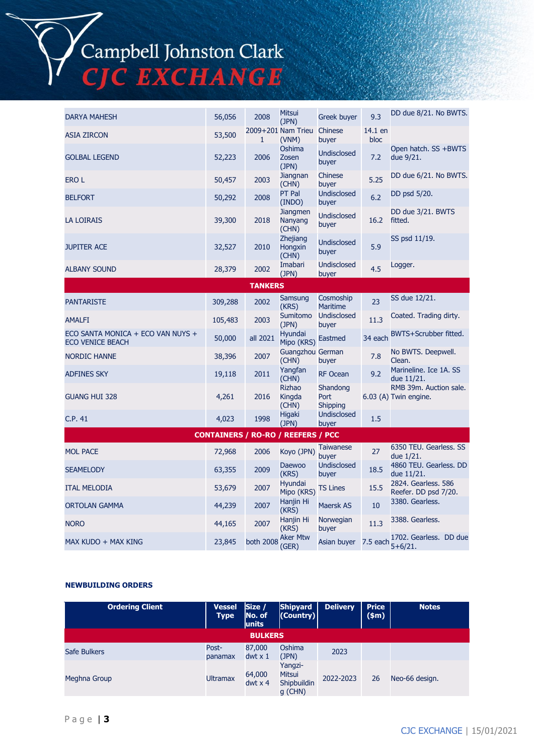| | | | | | | |
|---|---|---|---|---|---|---|
| DARYA MAHESH | 56,056 | 2008 | Mitsui (JPN) | Greek buyer | 9.3 | DD due 8/21. No BWTS. |
| ASIA ZIRCON | 53,500 | 2009+2011 | Nam Trieu (VNM) | Chinese buyer | 14.1 en bloc | |
| GOLBAL LEGEND | 52,223 | 2006 | Oshima Zosen (JPN) | Undisclosed buyer | 7.2 | Open hatch. SS +BWTS due 9/21. |
| ERO L | 50,457 | 2003 | Jiangnan (CHN) | Chinese buyer | 5.25 | DD due 6/21. No BWTS. |
| BELFORT | 50,292 | 2008 | PT Pal (INDO) | Undisclosed buyer | 6.2 | DD psd 5/20. |
| LA LOIRAIS | 39,300 | 2018 | Jiangmen Nanyang (CHN) | Undisclosed buyer | 16.2 | DD due 3/21. BWTS fitted. |
| JUPITER ACE | 32,527 | 2010 | Zhejiang Hongxin (CHN) | Undisclosed buyer | 5.9 | SS psd 11/19. |
| ALBANY SOUND | 28,379 | 2002 | Imabari (JPN) | Undisclosed buyer | 4.5 | Logger. |
| **TANKERS** | | | | | | |
| PANTARISTE | 309,288 | 2002 | Samsung (KRS) | Cosmoship Maritime | 23 | SS due 12/21. |
| AMALFI | 105,483 | 2003 | Sumitomo (JPN) | Undisclosed buyer | 11.3 | Coated. Trading dirty. |
| ECO SANTA MONICA + ECO VAN NUYS + ECO VENICE BEACH | 50,000 | all 2021 | Hyundai Mipo (KRS) | Eastmed | 34 each | BWTS+Scrubber fitted. |
| NORDIC HANNE | 38,396 | 2007 | Guangzhou (CHN) | German buyer | 7.8 | No BWTS. Deepwell. Clean. |
| ADFINES SKY | 19,118 | 2011 | Yangfan (CHN) | RF Ocean | 9.2 | Marineline. Ice 1A. SS due 11/21. |
| GUANG HUI 328 | 4,261 | 2016 | Rizhao Kingda (CHN) | Shandong Port Shipping | 6.03 (A) | RMB 39m. Auction sale. Twin engine. |
| C.P. 41 | 4,023 | 1998 | Higaki (JPN) | Undisclosed buyer | 1.5 | |
| **CONTAINERS / RO-RO / REEFERS / PCC** | | | | | | |
| MOL PACE | 72,968 | 2006 | Koyo (JPN) | Taiwanese buyer | 27 | 6350 TEU. Gearless. SS due 1/21. |
| SEAMELODY | 63,355 | 2009 | Daewoo (KRS) | Undisclosed buyer | 18.5 | 4860 TEU. Gearless. DD due 11/21. |
| ITAL MELODIA | 53,679 | 2007 | Hyundai Mipo (KRS) | TS Lines | 15.5 | 2824. Gearless. 586 Reefer. DD psd 7/20. |
| ORTOLAN GAMMA | 44,239 | 2007 | Hanjin Hi (KRS) | Maersk AS | 10 | 3380. Gearless. |
| NORO | 44,165 | 2007 | Hanjin Hi (KRS) | Norwegian buyer | 11.3 | 3388. Gearless. |
| MAX KUDO + MAX KING | 23,845 | both 2008 | Aker Mtw (GER) | Asian buyer | 7.5 each | 1702. Gearless. DD due 5+6/21. |

**NEWBUILDING ORDERS**

| Ordering Client | Vessel Type | Size / No. of units | Shipyard (Country) | Delivery | Price ($m) | Notes |
|---|---|---|---|---|---|---|
| **BULKERS** | | | | | | |
| Safe Bulkers | Post-panamax | 87,000 dwt x 1 | Oshima (JPN) | 2023 | | |
| Meghna Group | Ultramax | 64,000 dwt x 4 | Yangzi-Mitsui Shipbuilding (CHN) | 2022-2023 | 26 | Neo-66 design. |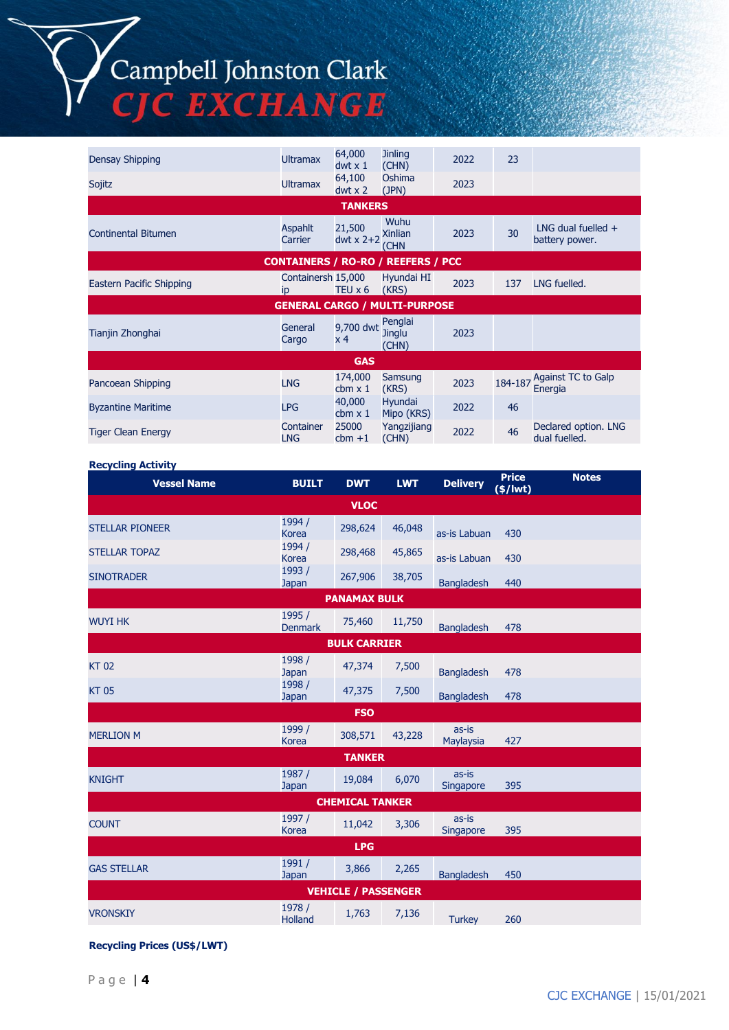| | | | | | | |
|---|---|---|---|---|---|---|
| Densay Shipping | Ultramax | 64,000 dwt x 1 | Jinling (CHN) | 2022 | 23 | |
| Sojitz | Ultramax | 64,100 dwt x 2 | Oshima (JPN) | 2023 | | |
| **TANKERS** | | | | | | |
| Continental Bitumen | Asphalt Carrier | 21,500 dwt x 2+2 | Wuhu Xinlian (CHN | 2023 | 30 | LNG dual fuelled + battery power. |
| **CONTAINERS / RO-RO / REEFERS / PCC** | | | | | | |
| Eastern Pacific Shipping | Containership | 15,000 TEU x 6 | Hyundai HI (KRS) | 2023 | 137 | LNG fuelled. |
| **GENERAL CARGO / MULTI-PURPOSE** | | | | | | |
| Tianjin Zhonghai | General Cargo | 9,700 dwt x 4 | Penglai Jinglu (CHN) | 2023 | | |
| **GAS** | | | | | | |
| Pancoean Shipping | LNG | 174,000 cbm x 1 | Samsung (KRS) | 2023 | 184-187 | Against TC to Galp Energia |
| Byzantine Maritime | LPG | 40,000 cbm x 1 | Hyundai Mipo (KRS) | 2022 | 46 | |
| Tiger Clean Energy | Container LNG | 25000 cbm +1 | Yangzijiang (CHN) | 2022 | 46 | Declared option. LNG dual fuelled. |

**Recycling Activity**

| Vessel Name | BUILT | DWT | LWT | Delivery | Price ($/lwt) | Notes |
|---|---|---|---|---|---|---|
| **VLOC** | | | | | | |
| STELLAR PIONEER | 1994 / Korea | 298,624 | 46,048 | as-is Labuan | 430 | |
| STELLAR TOPAZ | 1994 / Korea | 298,468 | 45,865 | as-is Labuan | 430 | |
| SINOTRADER | 1993 / Japan | 267,906 | 38,705 | Bangladesh | 440 | |
| **PANAMAX BULK** | | | | | | |
| WUYI HK | 1995 / Denmark | 75,460 | 11,750 | Bangladesh | 478 | |
| **BULK CARRIER** | | | | | | |
| KT 02 | 1998 / Japan | 47,374 | 7,500 | Bangladesh | 478 | |
| KT 05 | 1998 / Japan | 47,375 | 7,500 | Bangladesh | 478 | |
| **FSO** | | | | | | |
| MERLION M | 1999 / Korea | 308,571 | 43,228 | as-is Maylaysia | 427 | |
| **TANKER** | | | | | | |
| KNIGHT | 1987 / Japan | 19,084 | 6,070 | as-is Singapore | 395 | |
| **CHEMICAL TANKER** | | | | | | |
| COUNT | 1997 / Korea | 11,042 | 3,306 | as-is Singapore | 395 | |
| **LPG** | | | | | | |
| GAS STELLAR | 1991 / Japan | 3,866 | 2,265 | Bangladesh | 450 | |
| **VEHICLE / PASSENGER** | | | | | | |
| VRONSKIY | 1978 / Holland | 1,763 | 7,136 | Turkey | 260 | |

**Recycling Prices (US$/LWT)**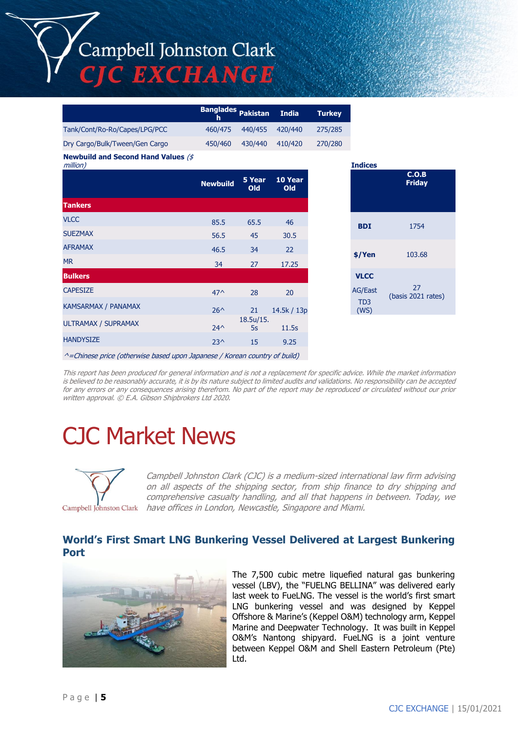| | Bangladesh | Pakistan | India | Turkey |
|---|---|---|---|---|
| Tank/Cont/Ro-Ro/Capes/LPG/PCC | 460/475 | 440/455 | 420/440 | 275/285 |
| Dry Cargo/Bulk/Tween/Gen Cargo | 450/460 | 430/440 | 410/420 | 270/280 |

**Newbuild and Second Hand Values** *($ million)*

| | Newbuild | 5 Year Old | 10 Year Old |
|---|---|---|---|
| **Tankers** | | | |
| VLCC | 85.5 | 65.5 | 46 |
| SUEZMAX | 56.5 | 45 | 30.5 |
| AFRAMAX | 46.5 | 34 | 22 |
| MR | 34 | 27 | 17.25 |
| **Bulkers** | | | |
| CAPESIZE | 47^ | 28 | 20 |
| KAMSARMAX / PANAMAX | 26^ | 21 | 14.5k / 13p |
| ULTRAMAX / SUPRAMAX | 24^ | 18.5u/15.5s | 11.5s |
| HANDYSIZE | 23^ | 15 | 9.25 |

*^=Chinese price (otherwise based upon Japanese / Korean country of build)*

**Indices**

| | C.O.B Friday |
|---|---|
| **BDI** | 1754 |
| **$/Yen** | 103.68 |
| **VLCC** AG/East TD3 (WS) | 27 (basis 2021 rates) |

*This report has been produced for general information and is not a replacement for specific advice. While the market information is believed to be reasonably accurate, it is by its nature subject to limited audits and validations. No responsibility can be accepted for any errors or any consequences arising therefrom. No part of the report may be reproduced or circulated without our prior written approval. © E.A. Gibson Shipbrokers Ltd 2020.*

# CJC Market News

*Campbell Johnston Clark (CJC) is a medium-sized international law firm advising on all aspects of the shipping sector, from ship finance to dry shipping and comprehensive casualty handling, and all that happens in between. Today, we have offices in London, Newcastle, Singapore and Miami.*

## World's First Smart LNG Bunkering Vessel Delivered at Largest Bunkering Port

The 7,500 cubic metre liquefied natural gas bunkering vessel (LBV), the "FUELNG BELLINA" was delivered early last week to FueLNG. The vessel is the world's first smart LNG bunkering vessel and was designed by Keppel Offshore & Marine's (Keppel O&M) technology arm, Keppel Marine and Deepwater Technology. It was built in Keppel O&M's Nantong shipyard. FueLNG is a joint venture between Keppel O&M and Shell Eastern Petroleum (Pte) Ltd.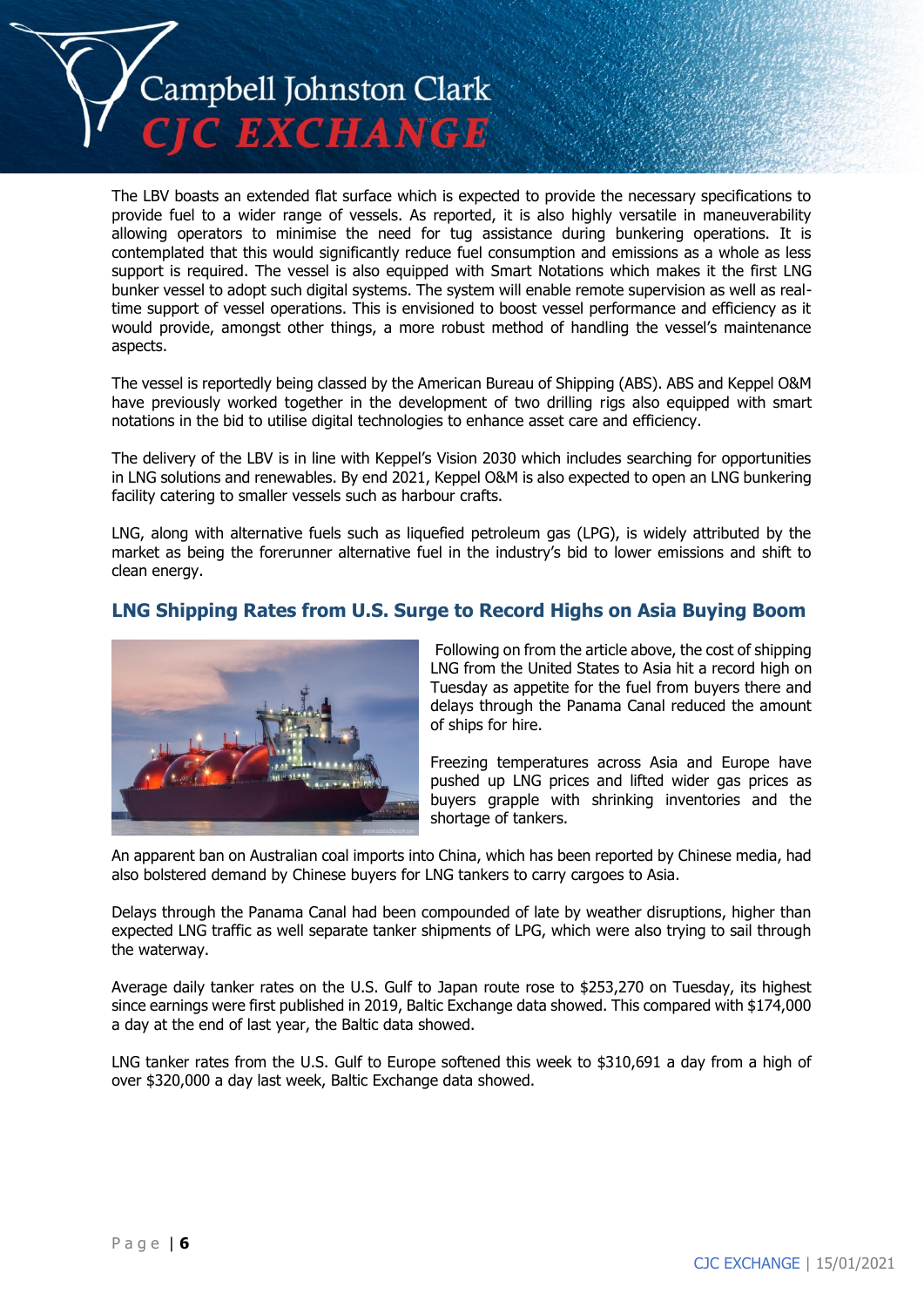The LBV boasts an extended flat surface which is expected to provide the necessary specifications to provide fuel to a wider range of vessels. As reported, it is also highly versatile in maneuverability allowing operators to minimise the need for tug assistance during bunkering operations. It is contemplated that this would significantly reduce fuel consumption and emissions as a whole as less support is required. The vessel is also equipped with Smart Notations which makes it the first LNG bunker vessel to adopt such digital systems. The system will enable remote supervision as well as real-time support of vessel operations. This is envisioned to boost vessel performance and efficiency as it would provide, amongst other things, a more robust method of handling the vessel's maintenance aspects.

The vessel is reportedly being classed by the American Bureau of Shipping (ABS). ABS and Keppel O&M have previously worked together in the development of two drilling rigs also equipped with smart notations in the bid to utilise digital technologies to enhance asset care and efficiency.

The delivery of the LBV is in line with Keppel's Vision 2030 which includes searching for opportunities in LNG solutions and renewables. By end 2021, Keppel O&M is also expected to open an LNG bunkering facility catering to smaller vessels such as harbour crafts.

LNG, along with alternative fuels such as liquefied petroleum gas (LPG), is widely attributed by the market as being the forerunner alternative fuel in the industry's bid to lower emissions and shift to clean energy.

## LNG Shipping Rates from U.S. Surge to Record Highs on Asia Buying Boom

Following on from the article above, the cost of shipping LNG from the United States to Asia hit a record high on Tuesday as appetite for the fuel from buyers there and delays through the Panama Canal reduced the amount of ships for hire.

Freezing temperatures across Asia and Europe have pushed up LNG prices and lifted wider gas prices as buyers grapple with shrinking inventories and the shortage of tankers.

An apparent ban on Australian coal imports into China, which has been reported by Chinese media, had also bolstered demand by Chinese buyers for LNG tankers to carry cargoes to Asia.

Delays through the Panama Canal had been compounded of late by weather disruptions, higher than expected LNG traffic as well separate tanker shipments of LPG, which were also trying to sail through the waterway.

Average daily tanker rates on the U.S. Gulf to Japan route rose to $253,270 on Tuesday, its highest since earnings were first published in 2019, Baltic Exchange data showed. This compared with $174,000 a day at the end of last year, the Baltic data showed.

LNG tanker rates from the U.S. Gulf to Europe softened this week to $310,691 a day from a high of over $320,000 a day last week, Baltic Exchange data showed.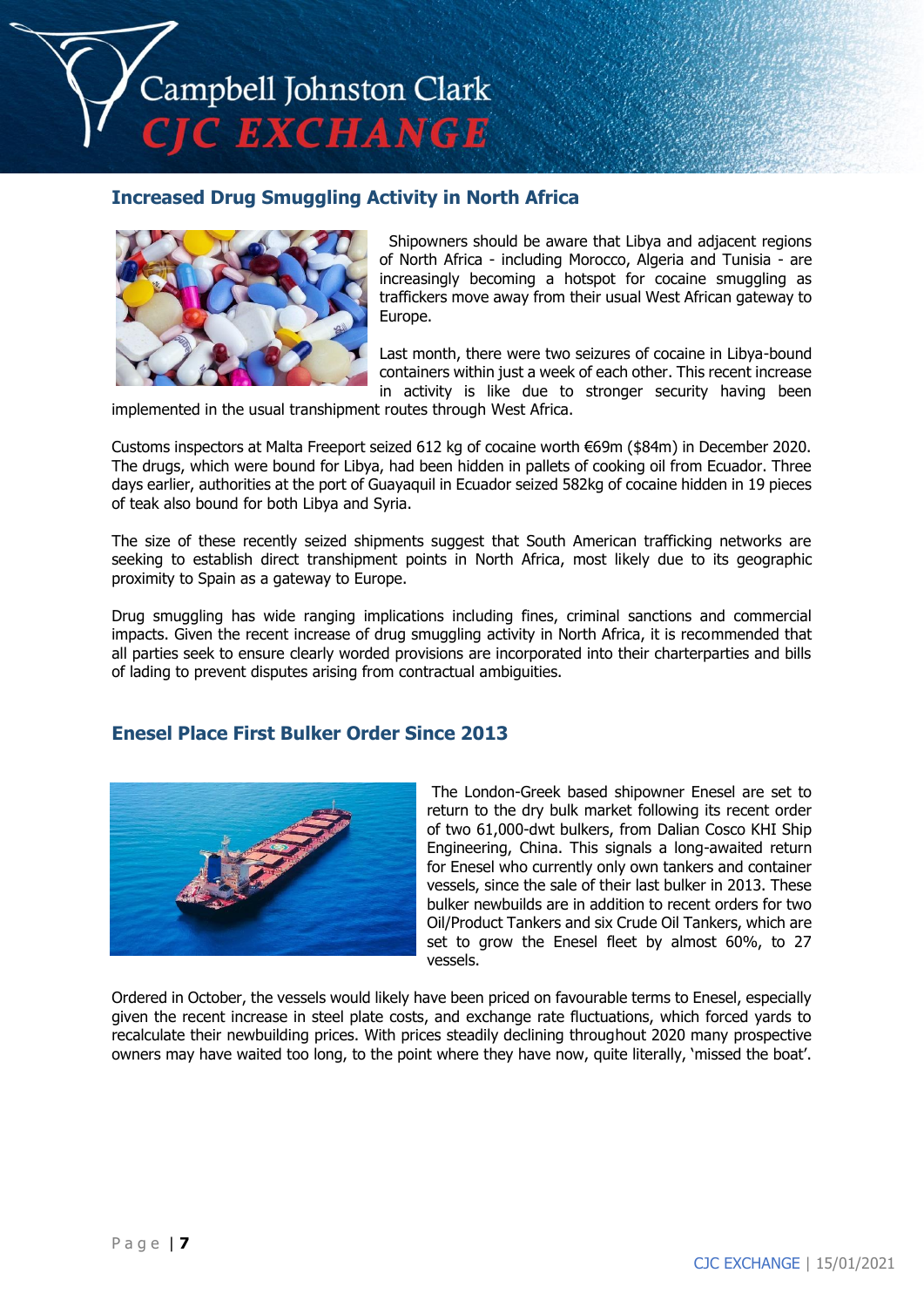## Increased Drug Smuggling Activity in North Africa

Shipowners should be aware that Libya and adjacent regions of North Africa - including Morocco, Algeria and Tunisia - are increasingly becoming a hotspot for cocaine smuggling as traffickers move away from their usual West African gateway to Europe.

Last month, there were two seizures of cocaine in Libya-bound containers within just a week of each other. This recent increase in activity is like due to stronger security having been implemented in the usual transhipment routes through West Africa.

Customs inspectors at Malta Freeport seized 612 kg of cocaine worth €69m ($84m) in December 2020. The drugs, which were bound for Libya, had been hidden in pallets of cooking oil from Ecuador. Three days earlier, authorities at the port of Guayaquil in Ecuador seized 582kg of cocaine hidden in 19 pieces of teak also bound for both Libya and Syria.

The size of these recently seized shipments suggest that South American trafficking networks are seeking to establish direct transhipment points in North Africa, most likely due to its geographic proximity to Spain as a gateway to Europe.

Drug smuggling has wide ranging implications including fines, criminal sanctions and commercial impacts. Given the recent increase of drug smuggling activity in North Africa, it is recommended that all parties seek to ensure clearly worded provisions are incorporated into their charterparties and bills of lading to prevent disputes arising from contractual ambiguities.

## Enesel Place First Bulker Order Since 2013

The London-Greek based shipowner Enesel are set to return to the dry bulk market following its recent order of two 61,000-dwt bulkers, from Dalian Cosco KHI Ship Engineering, China. This signals a long-awaited return for Enesel who currently only own tankers and container vessels, since the sale of their last bulker in 2013. These bulker newbuilds are in addition to recent orders for two Oil/Product Tankers and six Crude Oil Tankers, which are set to grow the Enesel fleet by almost 60%, to 27 vessels.

Ordered in October, the vessels would likely have been priced on favourable terms to Enesel, especially given the recent increase in steel plate costs, and exchange rate fluctuations, which forced yards to recalculate their newbuilding prices. With prices steadily declining throughout 2020 many prospective owners may have waited too long, to the point where they have now, quite literally, 'missed the boat'.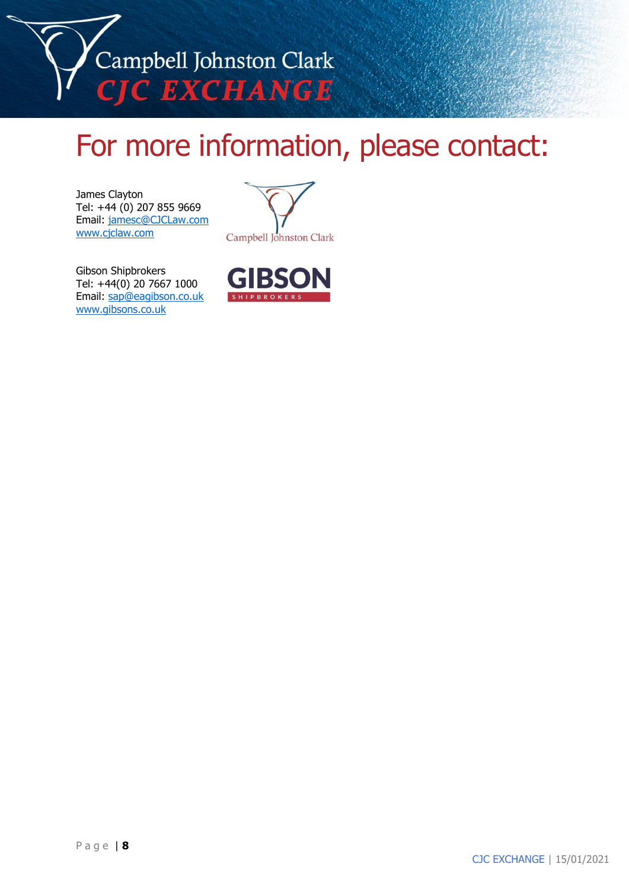# For more information, please contact:

James Clayton
Tel: +44 (0) 207 855 9669
Email: jamesc@CJCLaw.com
www.cjclaw.com

Gibson Shipbrokers
Tel: +44(0) 20 7667 1000
Email: sap@eagibson.co.uk
www.gibsons.co.uk